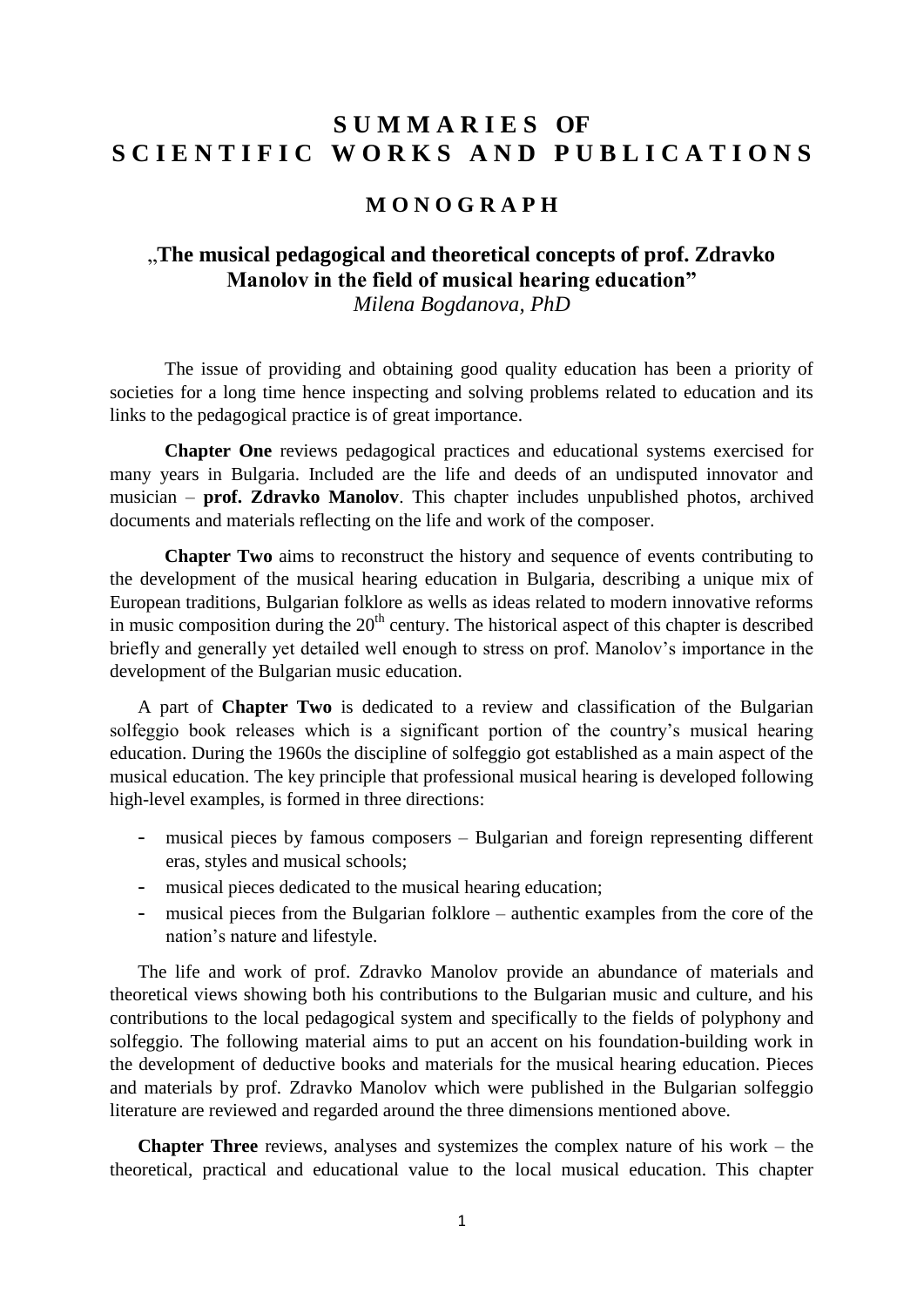# S U M M A R I E S  OF S C I E N T I F I C  W O R K S  A N D  P U B L I C A T I O N S

## M O N O G R A P H

### „The musical pedagogical and theoretical concepts of prof. Zdravko Manolov in the field of musical hearing education"

*Milena Bogdanova, PhD*

The issue of providing and obtaining good quality education has been a priority of societies for a long time hence inspecting and solving problems related to education and its links to the pedagogical practice is of great importance.

**Chapter One** reviews pedagogical practices and educational systems exercised for many years in Bulgaria. Included are the life and deeds of an undisputed innovator and musician – **prof. Zdravko Manolov**. This chapter includes unpublished photos, archived documents and materials reflecting on the life and work of the composer.

**Chapter Two** aims to reconstruct the history and sequence of events contributing to the development of the musical hearing education in Bulgaria, describing a unique mix of European traditions, Bulgarian folklore as wells as ideas related to modern innovative reforms in music composition during the 20[th] century. The historical aspect of this chapter is described briefly and generally yet detailed well enough to stress on prof. Manolov's importance in the development of the Bulgarian music education.

A part of **Chapter Two** is dedicated to a review and classification of the Bulgarian solfeggio book releases which is a significant portion of the country's musical hearing education. During the 1960s the discipline of solfeggio got established as a main aspect of the musical education. The key principle that professional musical hearing is developed following high-level examples, is formed in three directions:

- musical pieces by famous composers – Bulgarian and foreign representing different eras, styles and musical schools;
- musical pieces dedicated to the musical hearing education;
- musical pieces from the Bulgarian folklore – authentic examples from the core of the nation's nature and lifestyle.

The life and work of prof. Zdravko Manolov provide an abundance of materials and theoretical views showing both his contributions to the Bulgarian music and culture, and his contributions to the local pedagogical system and specifically to the fields of polyphony and solfeggio. The following material aims to put an accent on his foundation-building work in the development of deductive books and materials for the musical hearing education. Pieces and materials by prof. Zdravko Manolov which were published in the Bulgarian solfeggio literature are reviewed and regarded around the three dimensions mentioned above.

**Chapter Three** reviews, analyses and systemizes the complex nature of his work – the theoretical, practical and educational value to the local musical education. This chapter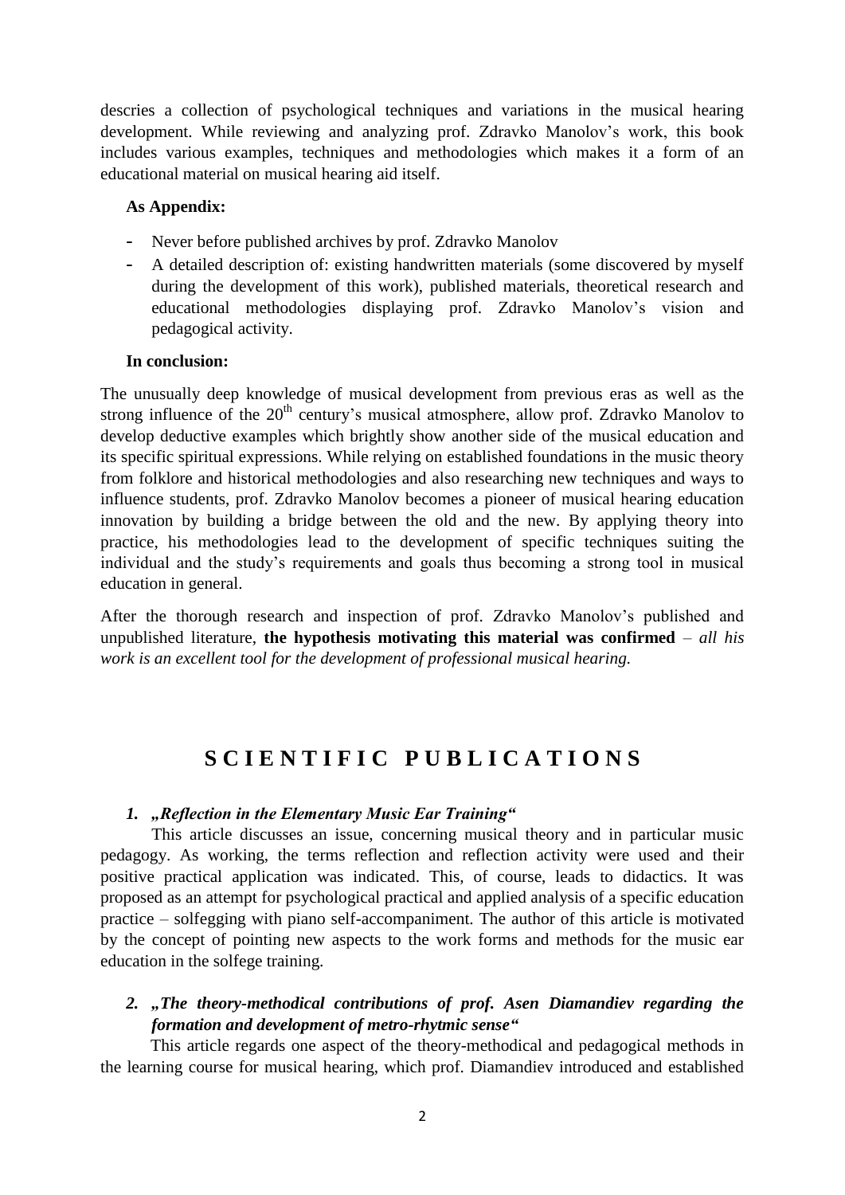descries a collection of psychological techniques and variations in the musical hearing development. While reviewing and analyzing prof. Zdravko Manolov's work, this book includes various examples, techniques and methodologies which makes it a form of an educational material on musical hearing aid itself.

**As Appendix:**

- Never before published archives by prof. Zdravko Manolov
- A detailed description of: existing handwritten materials (some discovered by myself during the development of this work), published materials, theoretical research and educational methodologies displaying prof. Zdravko Manolov's vision and pedagogical activity.

**In conclusion:**

The unusually deep knowledge of musical development from previous eras as well as the strong influence of the 20th century's musical atmosphere, allow prof. Zdravko Manolov to develop deductive examples which brightly show another side of the musical education and its specific spiritual expressions. While relying on established foundations in the music theory from folklore and historical methodologies and also researching new techniques and ways to influence students, prof. Zdravko Manolov becomes a pioneer of musical hearing education innovation by building a bridge between the old and the new. By applying theory into practice, his methodologies lead to the development of specific techniques suiting the individual and the study's requirements and goals thus becoming a strong tool in musical education in general.

After the thorough research and inspection of prof. Zdravko Manolov's published and unpublished literature, **the hypothesis motivating this material was confirmed** – *all his work is an excellent tool for the development of professional musical hearing.*

# SCIENTIFIC PUBLICATIONS

### 1. *„Reflection in the Elementary Music Ear Training“*

This article discusses an issue, concerning musical theory and in particular music pedagogy. As working, the terms reflection and reflection activity were used and their positive practical application was indicated. This, of course, leads to didactics. It was proposed as an attempt for psychological practical and applied analysis of a specific education practice – solfegging with piano self-accompaniment. The author of this article is motivated by the concept of pointing new aspects to the work forms and methods for the music ear education in the solfege training.

### 2. *„The theory-methodical contributions of prof. Asen Diamandiev regarding the formation and development of metro-rhytmic sense“*

This article regards one aspect of the theory-methodical and pedagogical methods in the learning course for musical hearing, which prof. Diamandiev introduced and established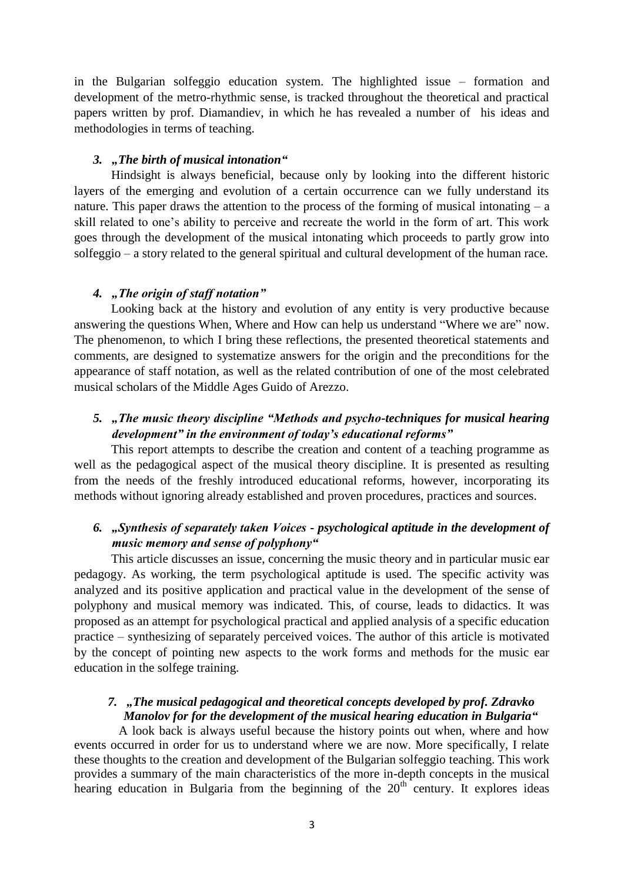in the Bulgarian solfeggio education system. The highlighted issue – formation and development of the metro-rhythmic sense, is tracked throughout the theoretical and practical papers written by prof. Diamandiev, in which he has revealed a number of his ideas and methodologies in terms of teaching.

### *3. „The birth of musical intonation"*

Hindsight is always beneficial, because only by looking into the different historic layers of the emerging and evolution of a certain occurrence can we fully understand its nature. This paper draws the attention to the process of the forming of musical intonating – a skill related to one's ability to perceive and recreate the world in the form of art. This work goes through the development of the musical intonating which proceeds to partly grow into solfeggio – a story related to the general spiritual and cultural development of the human race.

### *4. „The origin of staff notation"*

Looking back at the history and evolution of any entity is very productive because answering the questions When, Where and How can help us understand "Where we are" now. The phenomenon, to which I bring these reflections, the presented theoretical statements and comments, are designed to systematize answers for the origin and the preconditions for the appearance of staff notation, as well as the related contribution of one of the most celebrated musical scholars of the Middle Ages Guido of Arezzo.

### *5. „The music theory discipline "Methods and psycho-techniques for musical hearing development" in the environment of today's educational reforms"*

This report attempts to describe the creation and content of a teaching programme as well as the pedagogical aspect of the musical theory discipline. It is presented as resulting from the needs of the freshly introduced educational reforms, however, incorporating its methods without ignoring already established and proven procedures, practices and sources.

### *6. „Synthesis of separately taken Voices - psychological aptitude in the development of music memory and sense of polyphony"*

This article discusses an issue, concerning the music theory and in particular music ear pedagogy. As working, the term psychological aptitude is used. The specific activity was analyzed and its positive application and practical value in the development of the sense of polyphony and musical memory was indicated. This, of course, leads to didactics. It was proposed as an attempt for psychological practical and applied analysis of a specific education practice – synthesizing of separately perceived voices. The author of this article is motivated by the concept of pointing new aspects to the work forms and methods for the music ear education in the solfege training.

### *7. „The musical pedagogical and theoretical concepts developed by prof. Zdravko Manolov for for the development of the musical hearing education in Bulgaria"*

A look back is always useful because the history points out when, where and how events occurred in order for us to understand where we are now. More specifically, I relate these thoughts to the creation and development of the Bulgarian solfeggio teaching. This work provides a summary of the main characteristics of the more in-depth concepts in the musical hearing education in Bulgaria from the beginning of the 20$^{th}$ century. It explores ideas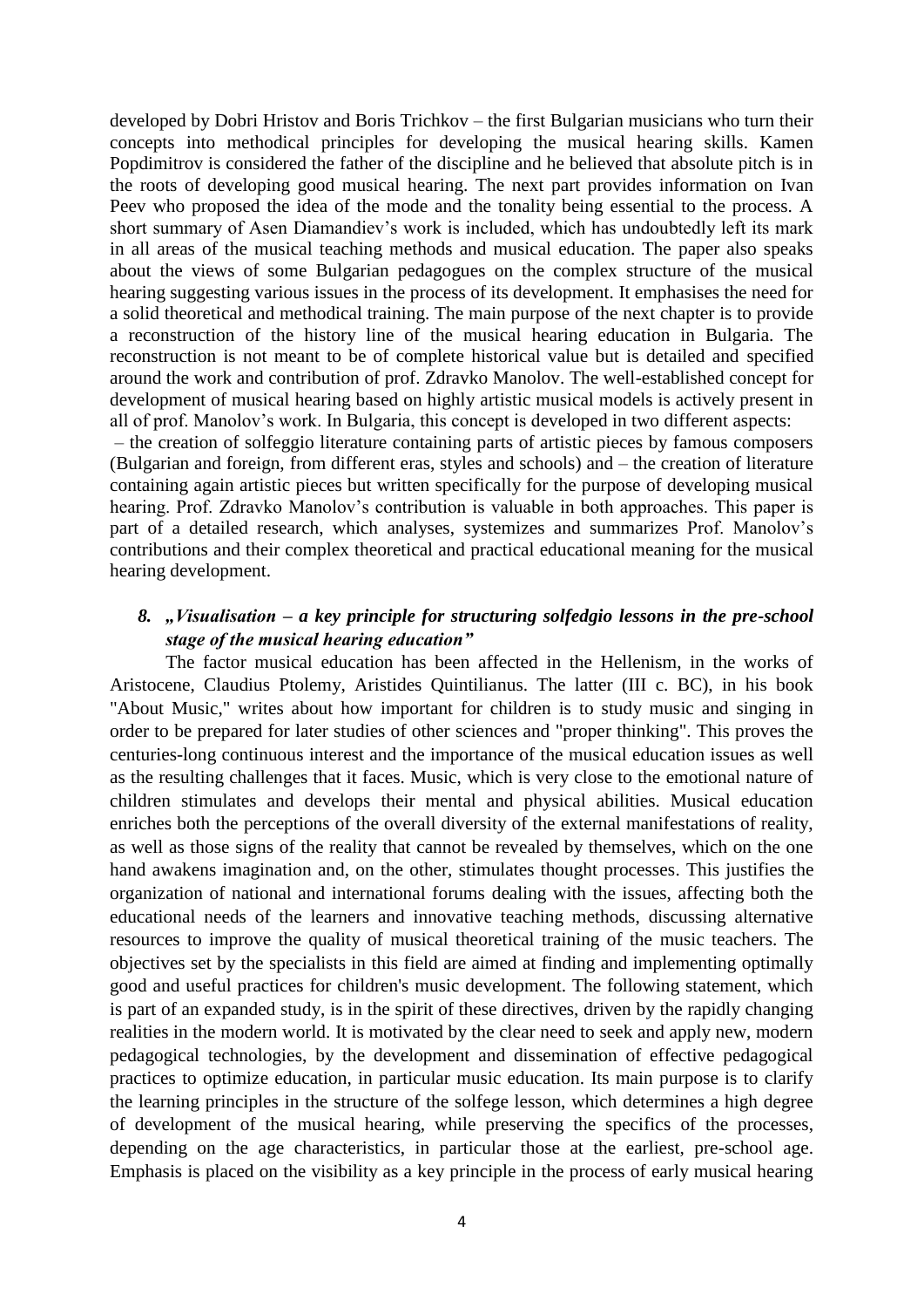developed by Dobri Hristov and Boris Trichkov – the first Bulgarian musicians who turn their concepts into methodical principles for developing the musical hearing skills. Kamen Popdimitrov is considered the father of the discipline and he believed that absolute pitch is in the roots of developing good musical hearing. The next part provides information on Ivan Peev who proposed the idea of the mode and the tonality being essential to the process. A short summary of Asen Diamandiev's work is included, which has undoubtedly left its mark in all areas of the musical teaching methods and musical education. The paper also speaks about the views of some Bulgarian pedagogues on the complex structure of the musical hearing suggesting various issues in the process of its development. It emphasises the need for a solid theoretical and methodical training. The main purpose of the next chapter is to provide a reconstruction of the history line of the musical hearing education in Bulgaria. The reconstruction is not meant to be of complete historical value but is detailed and specified around the work and contribution of prof. Zdravko Manolov. The well-established concept for development of musical hearing based on highly artistic musical models is actively present in all of prof. Manolov's work. In Bulgaria, this concept is developed in two different aspects:
– the creation of solfeggio literature containing parts of artistic pieces by famous composers (Bulgarian and foreign, from different eras, styles and schools) and – the creation of literature containing again artistic pieces but written specifically for the purpose of developing musical hearing. Prof. Zdravko Manolov's contribution is valuable in both approaches. This paper is part of a detailed research, which analyses, systemizes and summarizes Prof. Manolov's contributions and their complex theoretical and practical educational meaning for the musical hearing development.

### 8. *„Visualisation – a key principle for structuring solfedgio lessons in the pre-school stage of the musical hearing education"*

The factor musical education has been affected in the Hellenism, in the works of Aristocene, Claudius Ptolemy, Aristides Quintilianus. The latter (III c. BC), in his book "About Music," writes about how important for children is to study music and singing in order to be prepared for later studies of other sciences and "proper thinking". This proves the centuries-long continuous interest and the importance of the musical education issues as well as the resulting challenges that it faces. Music, which is very close to the emotional nature of children stimulates and develops their mental and physical abilities. Musical education enriches both the perceptions of the overall diversity of the external manifestations of reality, as well as those signs of the reality that cannot be revealed by themselves, which on the one hand awakens imagination and, on the other, stimulates thought processes. This justifies the organization of national and international forums dealing with the issues, affecting both the educational needs of the learners and innovative teaching methods, discussing alternative resources to improve the quality of musical theoretical training of the music teachers. The objectives set by the specialists in this field are aimed at finding and implementing optimally good and useful practices for children's music development. The following statement, which is part of an expanded study, is in the spirit of these directives, driven by the rapidly changing realities in the modern world. It is motivated by the clear need to seek and apply new, modern pedagogical technologies, by the development and dissemination of effective pedagogical practices to optimize education, in particular music education. Its main purpose is to clarify the learning principles in the structure of the solfege lesson, which determines a high degree of development of the musical hearing, while preserving the specifics of the processes, depending on the age characteristics, in particular those at the earliest, pre-school age. Emphasis is placed on the visibility as a key principle in the process of early musical hearing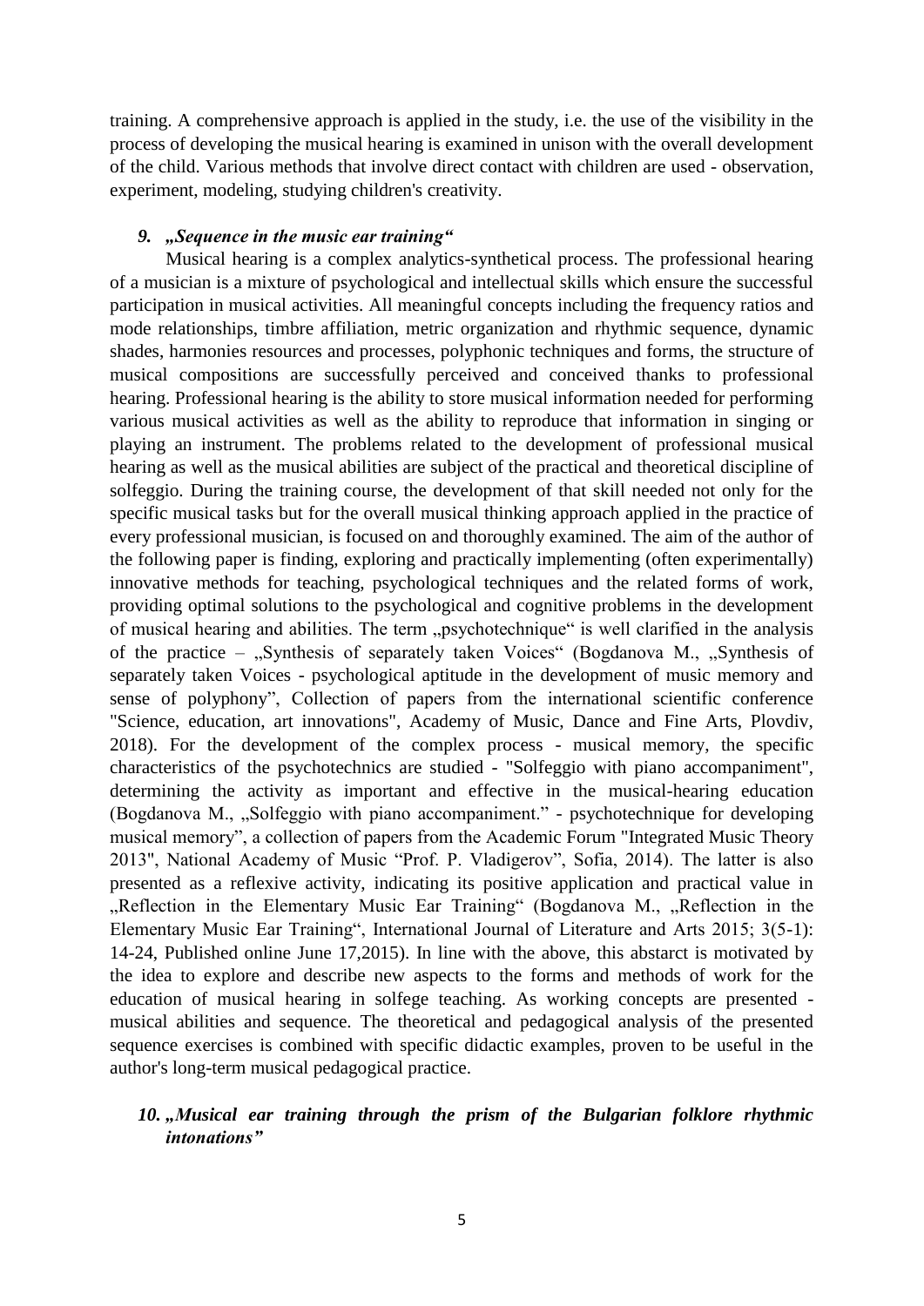training. A comprehensive approach is applied in the study, i.e. the use of the visibility in the process of developing the musical hearing is examined in unison with the overall development of the child. Various methods that involve direct contact with children are used - observation, experiment, modeling, studying children's creativity.

### *9. „Sequence in the music ear training“*

Musical hearing is a complex analytics-synthetical process. The professional hearing of a musician is a mixture of psychological and intellectual skills which ensure the successful participation in musical activities. All meaningful concepts including the frequency ratios and mode relationships, timbre affiliation, metric organization and rhythmic sequence, dynamic shades, harmonies resources and processes, polyphonic techniques and forms, the structure of musical compositions are successfully perceived and conceived thanks to professional hearing. Professional hearing is the ability to store musical information needed for performing various musical activities as well as the ability to reproduce that information in singing or playing an instrument. The problems related to the development of professional musical hearing as well as the musical abilities are subject of the practical and theoretical discipline of solfeggio. During the training course, the development of that skill needed not only for the specific musical tasks but for the overall musical thinking approach applied in the practice of every professional musician, is focused on and thoroughly examined. The aim of the author of the following paper is finding, exploring and practically implementing (often experimentally) innovative methods for teaching, psychological techniques and the related forms of work, providing optimal solutions to the psychological and cognitive problems in the development of musical hearing and abilities. The term „psychotechnique“ is well clarified in the analysis of the practice – „Synthesis of separately taken Voices“ (Bogdanova M., „Synthesis of separately taken Voices - psychological aptitude in the development of music memory and sense of polyphony”, Collection of papers from the international scientific conference "Science, education, art innovations", Academy of Music, Dance and Fine Arts, Plovdiv, 2018). For the development of the complex process - musical memory, the specific characteristics of the psychotechnics are studied - "Solfeggio with piano accompaniment", determining the activity as important and effective in the musical-hearing education (Bogdanova M., „Solfeggio with piano accompaniment.” - psychotechnique for developing musical memory”, a collection of papers from the Academic Forum "Integrated Music Theory 2013", National Academy of Music “Prof. P. Vladigerov”, Sofia, 2014). The latter is also presented as a reflexive activity, indicating its positive application and practical value in „Reflection in the Elementary Music Ear Training“ (Bogdanova M., „Reflection in the Elementary Music Ear Training“, International Journal of Literature and Arts 2015; 3(5-1): 14-24, Published online June 17,2015). In line with the above, this abstarct is motivated by the idea to explore and describe new aspects to the forms and methods of work for the education of musical hearing in solfege teaching. As working concepts are presented - musical abilities and sequence. The theoretical and pedagogical analysis of the presented sequence exercises is combined with specific didactic examples, proven to be useful in the author's long-term musical pedagogical practice.

### *10. „Musical ear training through the prism of the Bulgarian folklore rhythmic intonations”*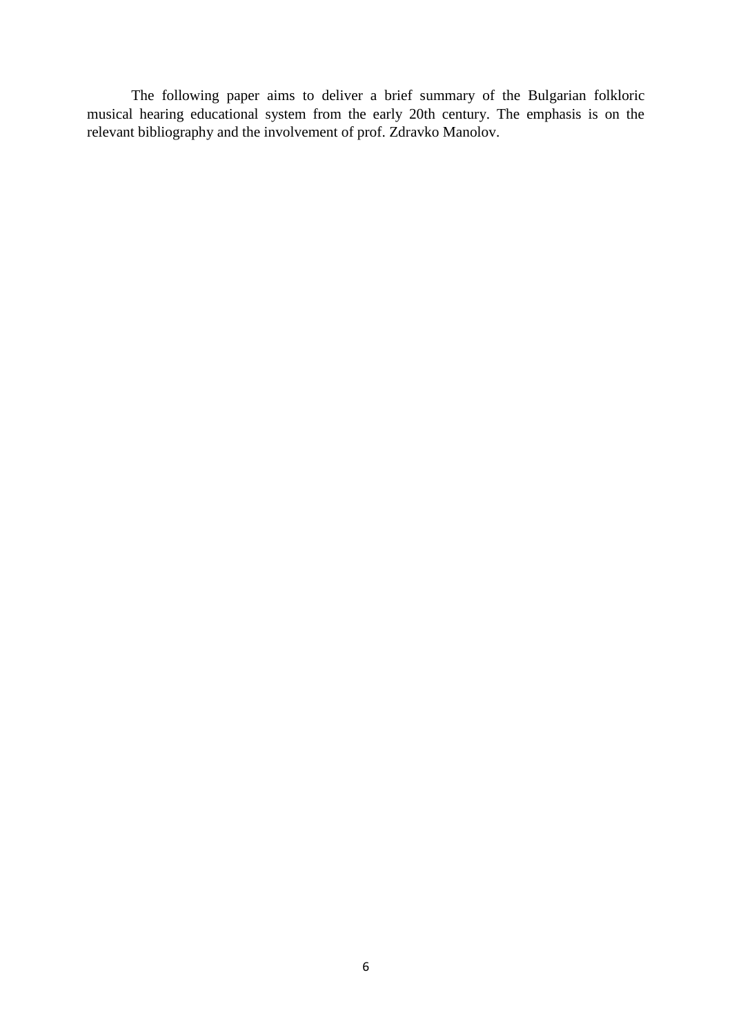The following paper aims to deliver a brief summary of the Bulgarian folkloric musical hearing educational system from the early 20th century. The emphasis is on the relevant bibliography and the involvement of prof. Zdravko Manolov.